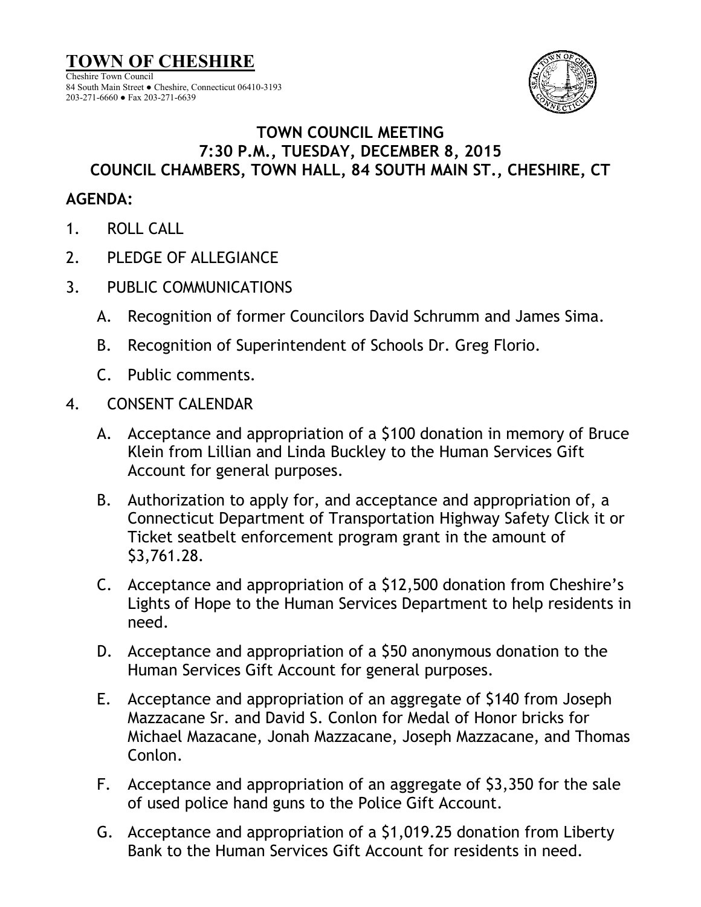# TOWN OF CHESHIRE

Cheshire Town Council
84 South Main Street ● Cheshire, Connecticut 06410-3193
203-271-6660 ● Fax 203-271-6639

## TOWN COUNCIL MEETING
## 7:30 P.M., TUESDAY, DECEMBER 8, 2015
## COUNCIL CHAMBERS, TOWN HALL, 84 SOUTH MAIN ST., CHESHIRE, CT

### AGENDA:

1. ROLL CALL

2. PLEDGE OF ALLEGIANCE

3. PUBLIC COMMUNICATIONS

   A. Recognition of former Councilors David Schrumm and James Sima.

   B. Recognition of Superintendent of Schools Dr. Greg Florio.

   C. Public comments.

4. CONSENT CALENDAR

   A. Acceptance and appropriation of a $100 donation in memory of Bruce Klein from Lillian and Linda Buckley to the Human Services Gift Account for general purposes.

   B. Authorization to apply for, and acceptance and appropriation of, a Connecticut Department of Transportation Highway Safety Click it or Ticket seatbelt enforcement program grant in the amount of $3,761.28.

   C. Acceptance and appropriation of a $12,500 donation from Cheshire's Lights of Hope to the Human Services Department to help residents in need.

   D. Acceptance and appropriation of a $50 anonymous donation to the Human Services Gift Account for general purposes.

   E. Acceptance and appropriation of an aggregate of $140 from Joseph Mazzacane Sr. and David S. Conlon for Medal of Honor bricks for Michael Mazacane, Jonah Mazzacane, Joseph Mazzacane, and Thomas Conlon.

   F. Acceptance and appropriation of an aggregate of $3,350 for the sale of used police hand guns to the Police Gift Account.

   G. Acceptance and appropriation of a $1,019.25 donation from Liberty Bank to the Human Services Gift Account for residents in need.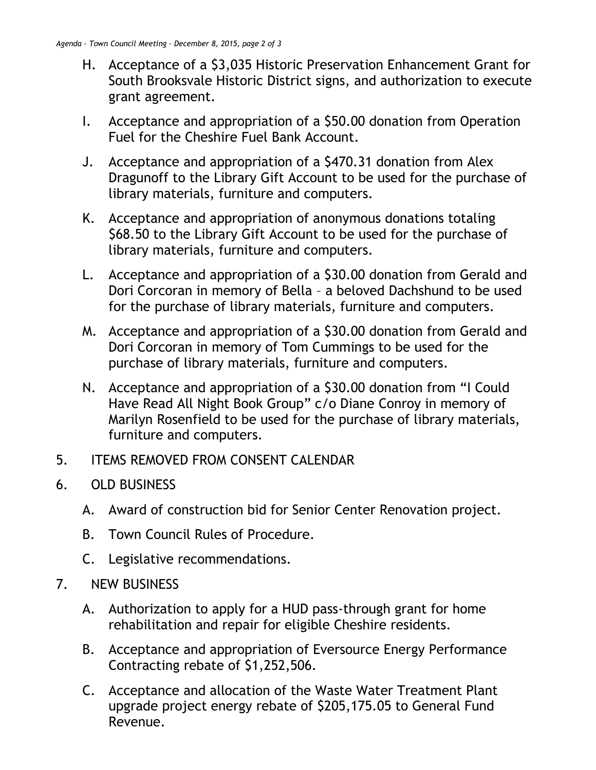H. Acceptance of a $3,035 Historic Preservation Enhancement Grant for South Brooksvale Historic District signs, and authorization to execute grant agreement.

I. Acceptance and appropriation of a $50.00 donation from Operation Fuel for the Cheshire Fuel Bank Account.

J. Acceptance and appropriation of a $470.31 donation from Alex Dragunoff to the Library Gift Account to be used for the purchase of library materials, furniture and computers.

K. Acceptance and appropriation of anonymous donations totaling $68.50 to the Library Gift Account to be used for the purchase of library materials, furniture and computers.

L. Acceptance and appropriation of a $30.00 donation from Gerald and Dori Corcoran in memory of Bella – a beloved Dachshund to be used for the purchase of library materials, furniture and computers.

M. Acceptance and appropriation of a $30.00 donation from Gerald and Dori Corcoran in memory of Tom Cummings to be used for the purchase of library materials, furniture and computers.

N. Acceptance and appropriation of a $30.00 donation from "I Could Have Read All Night Book Group" c/o Diane Conroy in memory of Marilyn Rosenfield to be used for the purchase of library materials, furniture and computers.

5. ITEMS REMOVED FROM CONSENT CALENDAR

6. OLD BUSINESS

   A. Award of construction bid for Senior Center Renovation project.

   B. Town Council Rules of Procedure.

   C. Legislative recommendations.

7. NEW BUSINESS

   A. Authorization to apply for a HUD pass-through grant for home rehabilitation and repair for eligible Cheshire residents.

   B. Acceptance and appropriation of Eversource Energy Performance Contracting rebate of $1,252,506.

   C. Acceptance and allocation of the Waste Water Treatment Plant upgrade project energy rebate of $205,175.05 to General Fund Revenue.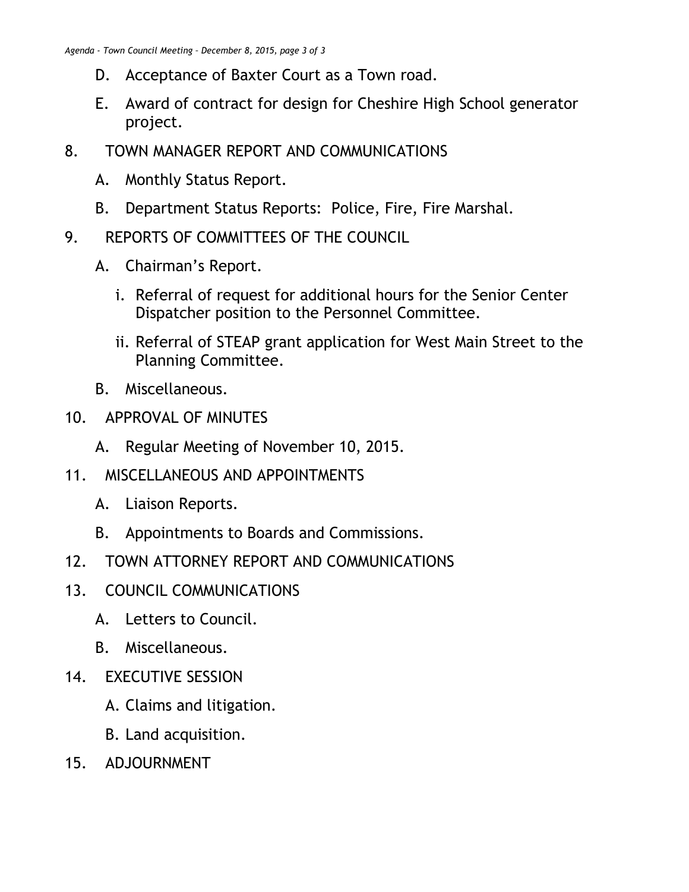D. Acceptance of Baxter Court as a Town road.

E. Award of contract for design for Cheshire High School generator project.

8. TOWN MANAGER REPORT AND COMMUNICATIONS

   A. Monthly Status Report.

   B. Department Status Reports: Police, Fire, Fire Marshal.

9. REPORTS OF COMMITTEES OF THE COUNCIL

   A. Chairman's Report.

      i. Referral of request for additional hours for the Senior Center Dispatcher position to the Personnel Committee.

      ii. Referral of STEAP grant application for West Main Street to the Planning Committee.

   B. Miscellaneous.

10. APPROVAL OF MINUTES

    A. Regular Meeting of November 10, 2015.

11. MISCELLANEOUS AND APPOINTMENTS

    A. Liaison Reports.

    B. Appointments to Boards and Commissions.

12. TOWN ATTORNEY REPORT AND COMMUNICATIONS

13. COUNCIL COMMUNICATIONS

    A. Letters to Council.

    B. Miscellaneous.

14. EXECUTIVE SESSION

    A. Claims and litigation.

    B. Land acquisition.

15. ADJOURNMENT